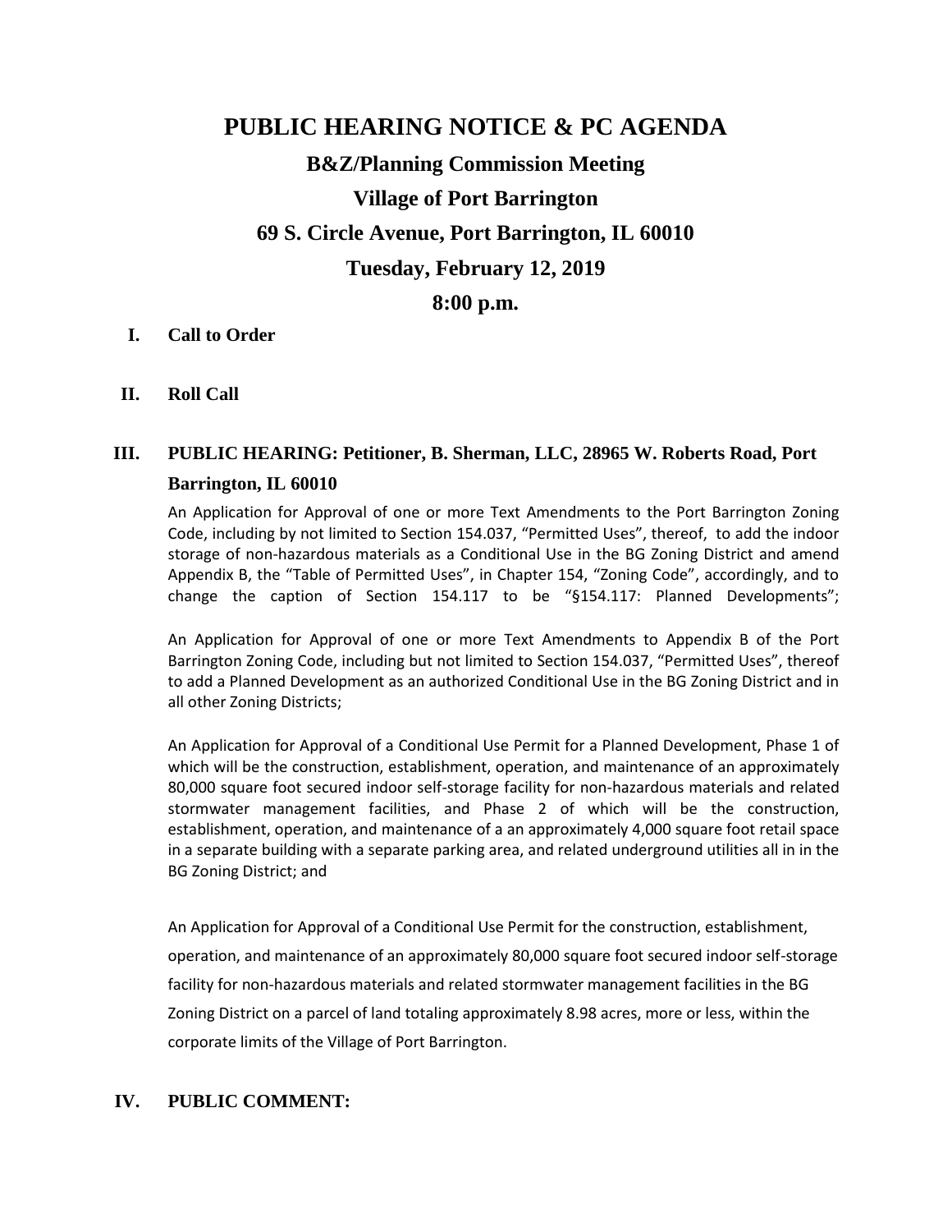# PUBLIC HEARING NOTICE & PC AGENDA

## B&Z/Planning Commission Meeting

## Village of Port Barrington

## 69 S. Circle Avenue, Port Barrington, IL 60010

## Tuesday, February 12, 2019

## 8:00 p.m.

**I. Call to Order**

**II. Roll Call**

**III. PUBLIC HEARING: Petitioner, B. Sherman, LLC, 28965 W. Roberts Road, Port Barrington, IL 60010**

An Application for Approval of one or more Text Amendments to the Port Barrington Zoning Code, including by not limited to Section 154.037, "Permitted Uses", thereof, to add the indoor storage of non-hazardous materials as a Conditional Use in the BG Zoning District and amend Appendix B, the "Table of Permitted Uses", in Chapter 154, "Zoning Code", accordingly, and to change the caption of Section 154.117 to be "§154.117: Planned Developments";

An Application for Approval of one or more Text Amendments to Appendix B of the Port Barrington Zoning Code, including but not limited to Section 154.037, "Permitted Uses", thereof to add a Planned Development as an authorized Conditional Use in the BG Zoning District and in all other Zoning Districts;

An Application for Approval of a Conditional Use Permit for a Planned Development, Phase 1 of which will be the construction, establishment, operation, and maintenance of an approximately 80,000 square foot secured indoor self-storage facility for non-hazardous materials and related stormwater management facilities, and Phase 2 of which will be the construction, establishment, operation, and maintenance of a an approximately 4,000 square foot retail space in a separate building with a separate parking area, and related underground utilities all in in the BG Zoning District; and

An Application for Approval of a Conditional Use Permit for the construction, establishment, operation, and maintenance of an approximately 80,000 square foot secured indoor self-storage facility for non-hazardous materials and related stormwater management facilities in the BG Zoning District on a parcel of land totaling approximately 8.98 acres, more or less, within the corporate limits of the Village of Port Barrington.

**IV. PUBLIC COMMENT:**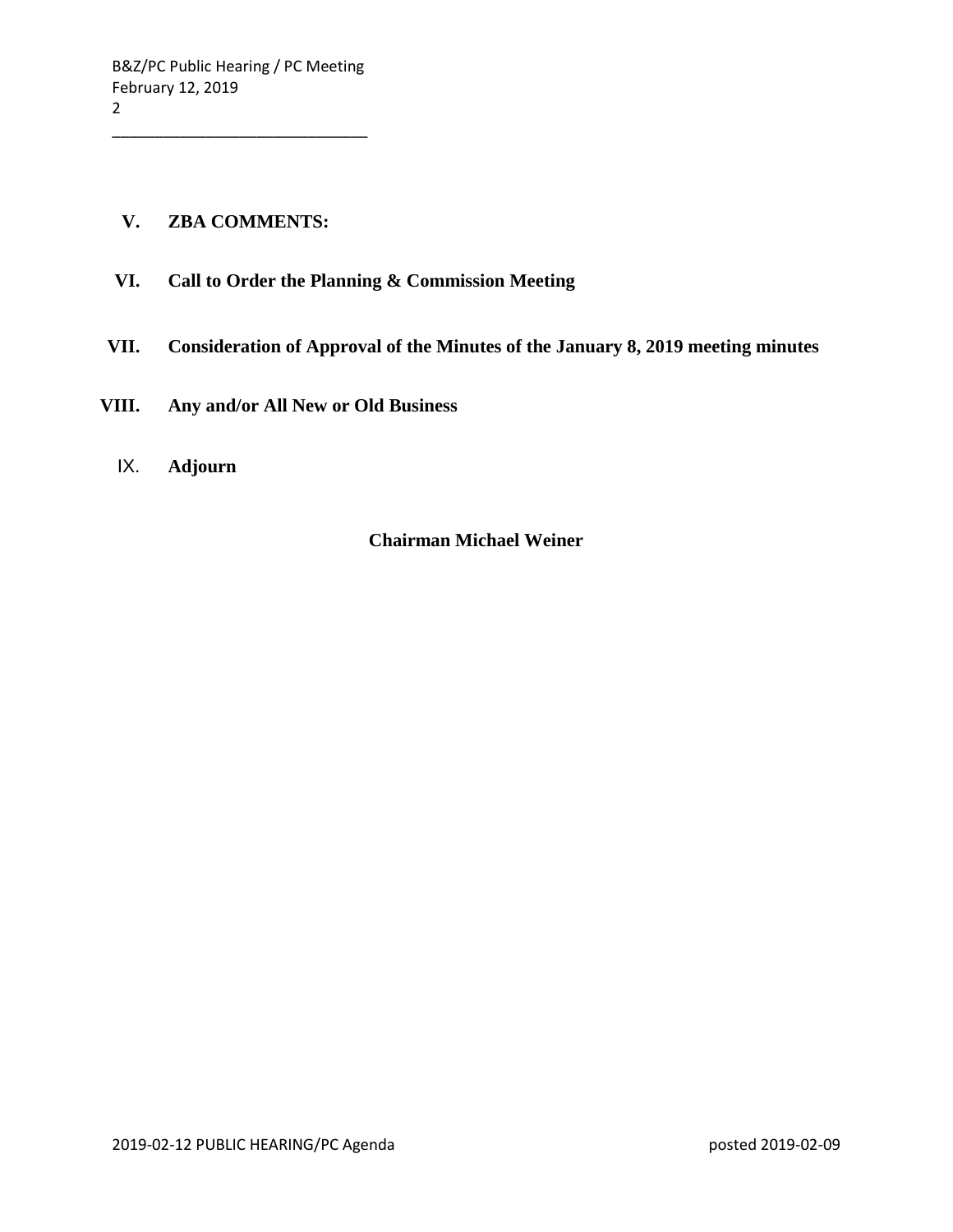**V. ZBA COMMENTS:**

**VI. Call to Order the Planning & Commission Meeting**

**VII. Consideration of Approval of the Minutes of the January 8, 2019 meeting minutes**

**VIII. Any and/or All New or Old Business**

IX. **Adjourn**

**Chairman Michael Weiner**